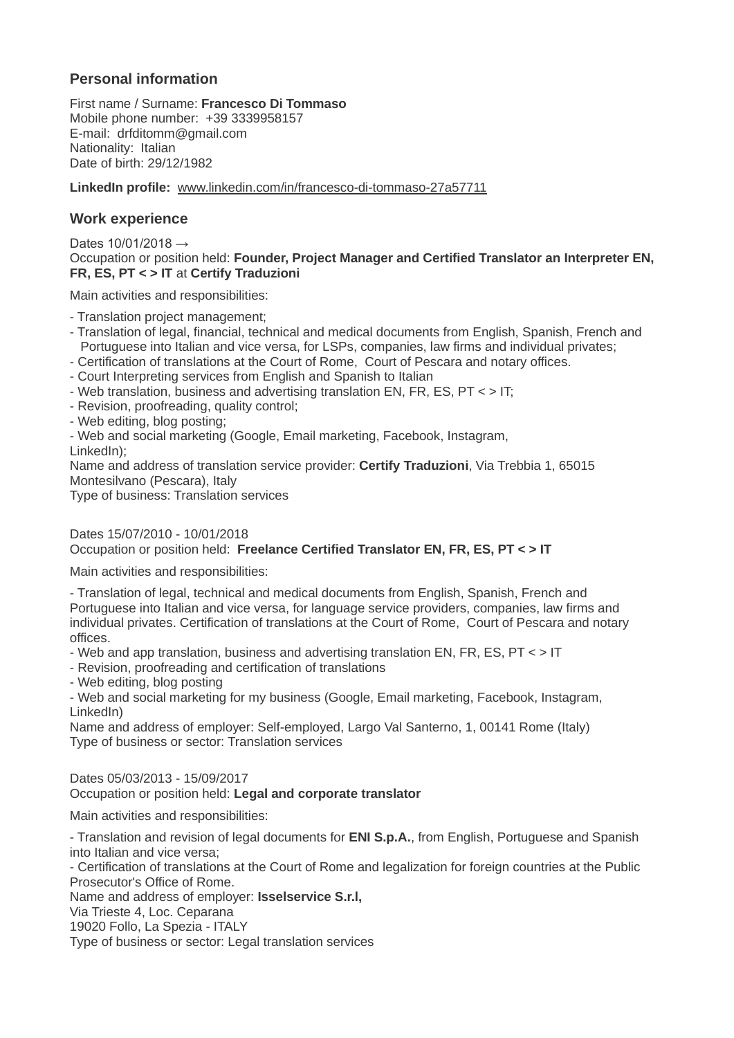## Personal information

First name / Surname: **Francesco Di Tommaso**
Mobile phone number: +39 3339958157
E-mail: drfditomm@gmail.com
Nationality: Italian
Date of birth: 29/12/1982

**LinkedIn profile:** www.linkedin.com/in/francesco-di-tommaso-27a57711

## Work experience

Dates 10/01/2018 →
Occupation or position held: **Founder, Project Manager and Certified Translator an Interpreter EN, FR, ES, PT < > IT** at **Certify Traduzioni**

Main activities and responsibilities:

- Translation project management;
- Translation of legal, financial, technical and medical documents from English, Spanish, French and Portuguese into Italian and vice versa, for LSPs, companies, law firms and individual privates;
- Certification of translations at the Court of Rome, Court of Pescara and notary offices.
- Court Interpreting services from English and Spanish to Italian
- Web translation, business and advertising translation EN, FR, ES, PT < > IT;
- Revision, proofreading, quality control;
- Web editing, blog posting;
- Web and social marketing (Google, Email marketing, Facebook, Instagram, LinkedIn);

Name and address of translation service provider: **Certify Traduzioni**, Via Trebbia 1, 65015 Montesilvano (Pescara), Italy
Type of business: Translation services

Dates 15/07/2010 - 10/01/2018
Occupation or position held: **Freelance Certified Translator EN, FR, ES, PT < > IT**

Main activities and responsibilities:

- Translation of legal, technical and medical documents from English, Spanish, French and Portuguese into Italian and vice versa, for language service providers, companies, law firms and individual privates. Certification of translations at the Court of Rome, Court of Pescara and notary offices.
- Web and app translation, business and advertising translation EN, FR, ES, PT < > IT
- Revision, proofreading and certification of translations
- Web editing, blog posting
- Web and social marketing for my business (Google, Email marketing, Facebook, Instagram, LinkedIn)

Name and address of employer: Self-employed, Largo Val Santerno, 1, 00141 Rome (Italy)
Type of business or sector: Translation services

Dates 05/03/2013 - 15/09/2017
Occupation or position held: **Legal and corporate translator**

Main activities and responsibilities:

- Translation and revision of legal documents for **ENI S.p.A.**, from English, Portuguese and Spanish into Italian and vice versa;
- Certification of translations at the Court of Rome and legalization for foreign countries at the Public Prosecutor's Office of Rome.

Name and address of employer: **Isselservice S.r.l,**
Via Trieste 4, Loc. Ceparana
19020 Follo, La Spezia - ITALY
Type of business or sector: Legal translation services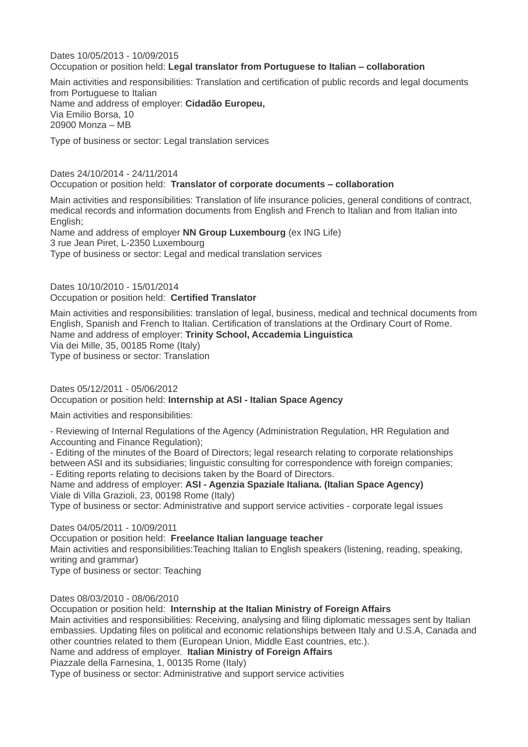Dates 10/05/2013 - 10/09/2015
Occupation or position held: **Legal translator from Portuguese to Italian – collaboration**

Main activities and responsibilities: Translation and certification of public records and legal documents from Portuguese to Italian
Name and address of employer: **Cidadão Europeu,**
Via Emilio Borsa, 10
20900 Monza – MB

Type of business or sector: Legal translation services

Dates 24/10/2014 - 24/11/2014
Occupation or position held: **Translator of corporate documents – collaboration**

Main activities and responsibilities: Translation of life insurance policies, general conditions of contract, medical records and information documents from English and French to Italian and from Italian into English;
Name and address of employer **NN Group Luxembourg** (ex ING Life)
3 rue Jean Piret, L-2350 Luxembourg
Type of business or sector: Legal and medical translation services

Dates 10/10/2010 - 15/01/2014
Occupation or position held: **Certified Translator**

Main activities and responsibilities: translation of legal, business, medical and technical documents from English, Spanish and French to Italian. Certification of translations at the Ordinary Court of Rome.
Name and address of employer: **Trinity School, Accademia Linguistica**
Via dei Mille, 35, 00185 Rome (Italy)
Type of business or sector: Translation

Dates 05/12/2011 - 05/06/2012
Occupation or position held: **Internship at ASI - Italian Space Agency**

Main activities and responsibilities:

- Reviewing of Internal Regulations of the Agency (Administration Regulation, HR Regulation and Accounting and Finance Regulation);
- Editing of the minutes of the Board of Directors; legal research relating to corporate relationships between ASI and its subsidiaries; linguistic consulting for correspondence with foreign companies;
- Editing reports relating to decisions taken by the Board of Directors.

Name and address of employer: **ASI - Agenzia Spaziale Italiana. (Italian Space Agency)**
Viale di Villa Grazioli, 23, 00198 Rome (Italy)
Type of business or sector: Administrative and support service activities - corporate legal issues

Dates 04/05/2011 - 10/09/2011
Occupation or position held: **Freelance Italian language teacher**
Main activities and responsibilities:Teaching Italian to English speakers (listening, reading, speaking, writing and grammar)
Type of business or sector: Teaching

Dates 08/03/2010 - 08/06/2010
Occupation or position held: **Internship at the Italian Ministry of Foreign Affairs**
Main activities and responsibilities: Receiving, analysing and filing diplomatic messages sent by Italian embassies. Updating files on political and economic relationships between Italy and U.S.A, Canada and other countries related to them (European Union, Middle East countries, etc.).
Name and address of employer. **Italian Ministry of Foreign Affairs**
Piazzale della Farnesina, 1, 00135 Rome (Italy)
Type of business or sector: Administrative and support service activities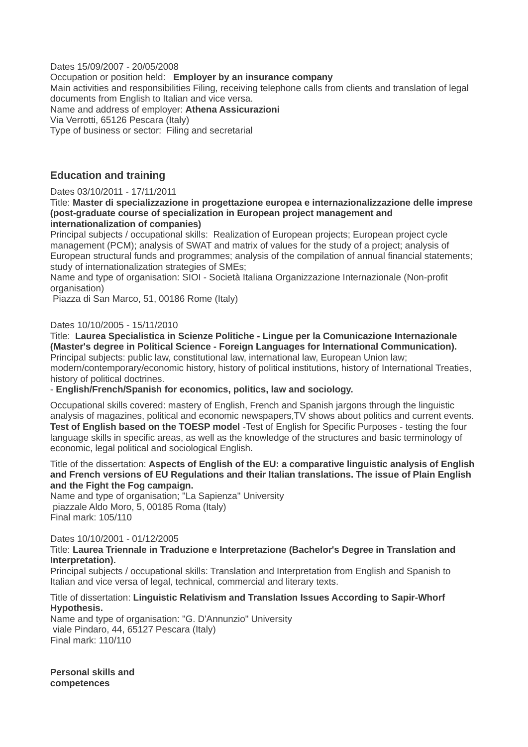Dates 15/09/2007 - 20/05/2008
Occupation or position held: **Employer by an insurance company**
Main activities and responsibilities Filing, receiving telephone calls from clients and translation of legal documents from English to Italian and vice versa.
Name and address of employer: **Athena Assicurazioni**
Via Verrotti, 65126 Pescara (Italy)
Type of business or sector: Filing and secretarial

## Education and training

Dates 03/10/2011 - 17/11/2011
Title: **Master di specializzazione in progettazione europea e internazionalizzazione delle imprese (post-graduate course of specialization in European project management and internationalization of companies)**
Principal subjects / occupational skills: Realization of European projects; European project cycle management (PCM); analysis of SWAT and matrix of values for the study of a project; analysis of European structural funds and programmes; analysis of the compilation of annual financial statements; study of internationalization strategies of SMEs;
Name and type of organisation: SIOI - Società Italiana Organizzazione Internazionale (Non-profit organisation)
Piazza di San Marco, 51, 00186 Rome (Italy)

Dates 10/10/2005 - 15/11/2010
Title: **Laurea Specialistica in Scienze Politiche - Lingue per la Comunicazione Internazionale (Master's degree in Political Science - Foreign Languages for International Communication).**
Principal subjects: public law, constitutional law, international law, European Union law; modern/contemporary/economic history, history of political institutions, history of International Treaties, history of political doctrines.
- **English/French/Spanish for economics, politics, law and sociology.**

Occupational skills covered: mastery of English, French and Spanish jargons through the linguistic analysis of magazines, political and economic newspapers,TV shows about politics and current events. **Test of English based on the TOESP model** -Test of English for Specific Purposes - testing the four language skills in specific areas, as well as the knowledge of the structures and basic terminology of economic, legal political and sociological English.

Title of the dissertation: **Aspects of English of the EU: a comparative linguistic analysis of English and French versions of EU Regulations and their Italian translations. The issue of Plain English and the Fight the Fog campaign.**
Name and type of organisation; "La Sapienza" University
piazzale Aldo Moro, 5, 00185 Roma (Italy)
Final mark: 105/110

Dates 10/10/2001 - 01/12/2005
Title: **Laurea Triennale in Traduzione e Interpretazione (Bachelor's Degree in Translation and Interpretation).**
Principal subjects / occupational skills: Translation and Interpretation from English and Spanish to Italian and vice versa of legal, technical, commercial and literary texts.

Title of dissertation: **Linguistic Relativism and Translation Issues According to Sapir-Whorf Hypothesis.**
Name and type of organisation: "G. D'Annunzio" University
viale Pindaro, 44, 65127 Pescara (Italy)
Final mark: 110/110

**Personal skills and competences**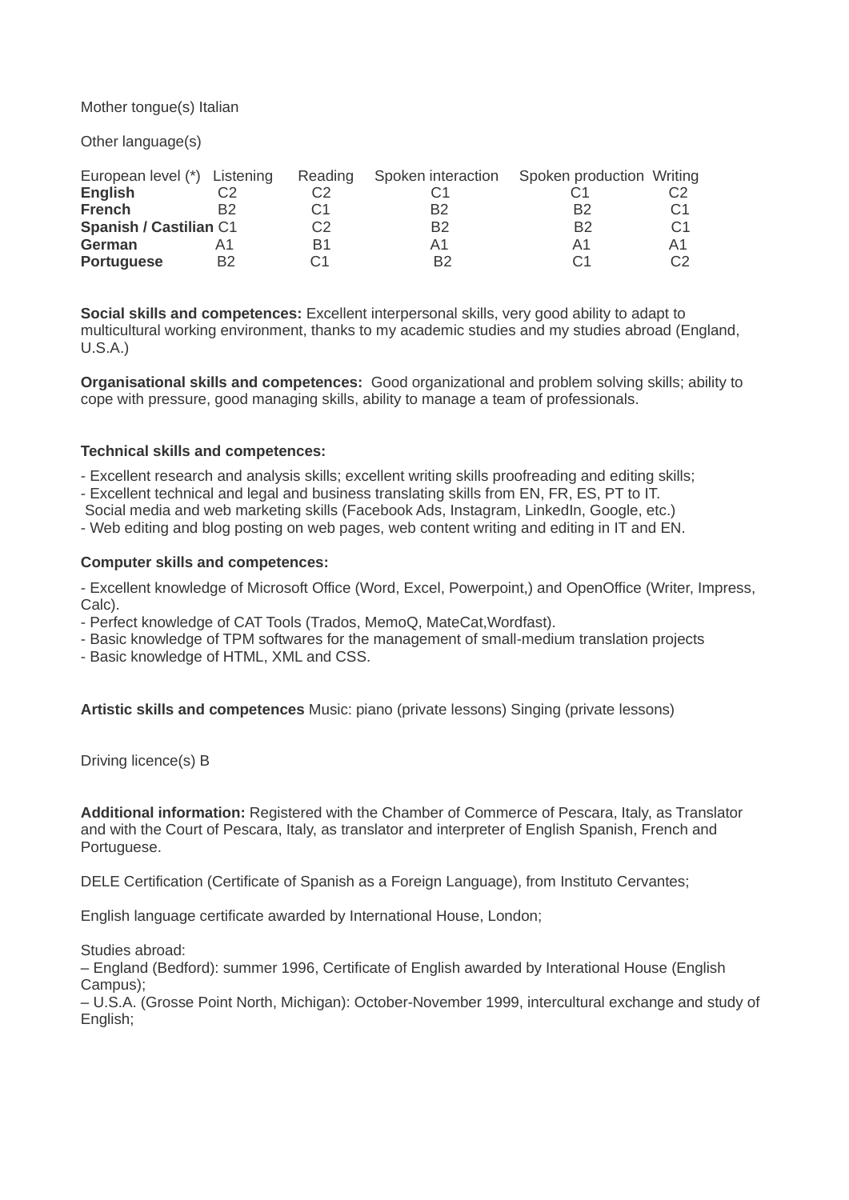Mother tongue(s) Italian

Other language(s)

| European level (*) | Listening | Reading | Spoken interaction | Spoken production | Writing |
|---|---|---|---|---|---|
| **English** | C2 | C2 | C1 | C1 | C2 |
| **French** | B2 | C1 | B2 | B2 | C1 |
| **Spanish / Castilian** | C1 | C2 | B2 | B2 | C1 |
| **German** | A1 | B1 | A1 | A1 | A1 |
| **Portuguese** | B2 | C1 | B2 | C1 | C2 |

**Social skills and competences:** Excellent interpersonal skills, very good ability to adapt to multicultural working environment, thanks to my academic studies and my studies abroad (England, U.S.A.)

**Organisational skills and competences:** Good organizational and problem solving skills; ability to cope with pressure, good managing skills, ability to manage a team of professionals.

**Technical skills and competences:**

- Excellent research and analysis skills; excellent writing skills proofreading and editing skills;
- Excellent technical and legal and business translating skills from EN, FR, ES, PT to IT.
 Social media and web marketing skills (Facebook Ads, Instagram, LinkedIn, Google, etc.)
- Web editing and blog posting on web pages, web content writing and editing in IT and EN.

**Computer skills and competences:**

- Excellent knowledge of Microsoft Office (Word, Excel, Powerpoint,) and OpenOffice (Writer, Impress, Calc).
- Perfect knowledge of CAT Tools (Trados, MemoQ, MateCat,Wordfast).
- Basic knowledge of TPM softwares for the management of small-medium translation projects
- Basic knowledge of HTML, XML and CSS.

**Artistic skills and competences** Music: piano (private lessons) Singing (private lessons)

Driving licence(s) B

**Additional information:** Registered with the Chamber of Commerce of Pescara, Italy, as Translator and with the Court of Pescara, Italy, as translator and interpreter of English Spanish, French and Portuguese.

DELE Certification (Certificate of Spanish as a Foreign Language), from Instituto Cervantes;

English language certificate awarded by International House, London;

Studies abroad:
– England (Bedford): summer 1996, Certificate of English awarded by Interational House (English Campus);
– U.S.A. (Grosse Point North, Michigan): October-November 1999, intercultural exchange and study of English;